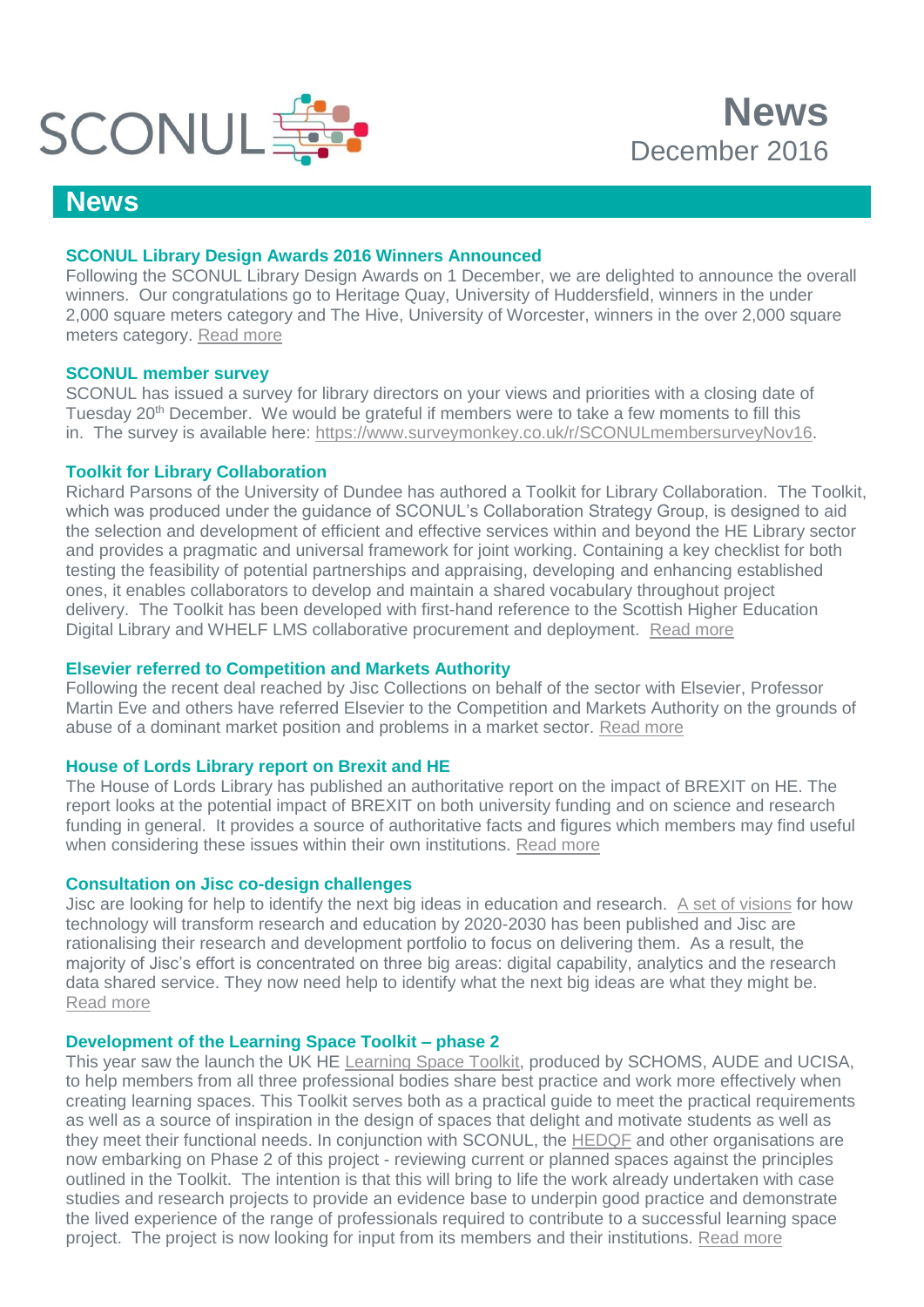SCONUL

# News

December 2016

## News

### SCONUL Library Design Awards 2016 Winners Announced

Following the SCONUL Library Design Awards on 1 December, we are delighted to announce the overall winners. Our congratulations go to Heritage Quay, University of Huddersfield, winners in the under 2,000 square meters category and The Hive, University of Worcester, winners in the over 2,000 square meters category. Read more

### SCONUL member survey

SCONUL has issued a survey for library directors on your views and priorities with a closing date of Tuesday 20th December. We would be grateful if members were to take a few moments to fill this in. The survey is available here: https://www.surveymonkey.co.uk/r/SCONULmembersurveyNov16.

### Toolkit for Library Collaboration

Richard Parsons of the University of Dundee has authored a Toolkit for Library Collaboration. The Toolkit, which was produced under the guidance of SCONUL's Collaboration Strategy Group, is designed to aid the selection and development of efficient and effective services within and beyond the HE Library sector and provides a pragmatic and universal framework for joint working. Containing a key checklist for both testing the feasibility of potential partnerships and appraising, developing and enhancing established ones, it enables collaborators to develop and maintain a shared vocabulary throughout project delivery. The Toolkit has been developed with first-hand reference to the Scottish Higher Education Digital Library and WHELF LMS collaborative procurement and deployment. Read more

### Elsevier referred to Competition and Markets Authority

Following the recent deal reached by Jisc Collections on behalf of the sector with Elsevier, Professor Martin Eve and others have referred Elsevier to the Competition and Markets Authority on the grounds of abuse of a dominant market position and problems in a market sector. Read more

### House of Lords Library report on Brexit and HE

The House of Lords Library has published an authoritative report on the impact of BREXIT on HE. The report looks at the potential impact of BREXIT on both university funding and on science and research funding in general. It provides a source of authoritative facts and figures which members may find useful when considering these issues within their own institutions. Read more

### Consultation on Jisc co-design challenges

Jisc are looking for help to identify the next big ideas in education and research. A set of visions for how technology will transform research and education by 2020-2030 has been published and Jisc are rationalising their research and development portfolio to focus on delivering them. As a result, the majority of Jisc's effort is concentrated on three big areas: digital capability, analytics and the research data shared service. They now need help to identify what the next big ideas are what they might be. Read more

### Development of the Learning Space Toolkit – phase 2

This year saw the launch the UK HE Learning Space Toolkit, produced by SCHOMS, AUDE and UCISA, to help members from all three professional bodies share best practice and work more effectively when creating learning spaces. This Toolkit serves both as a practical guide to meet the practical requirements as well as a source of inspiration in the design of spaces that delight and motivate students as well as they meet their functional needs. In conjunction with SCONUL, the HEDQF and other organisations are now embarking on Phase 2 of this project - reviewing current or planned spaces against the principles outlined in the Toolkit. The intention is that this will bring to life the work already undertaken with case studies and research projects to provide an evidence base to underpin good practice and demonstrate the lived experience of the range of professionals required to contribute to a successful learning space project. The project is now looking for input from its members and their institutions. Read more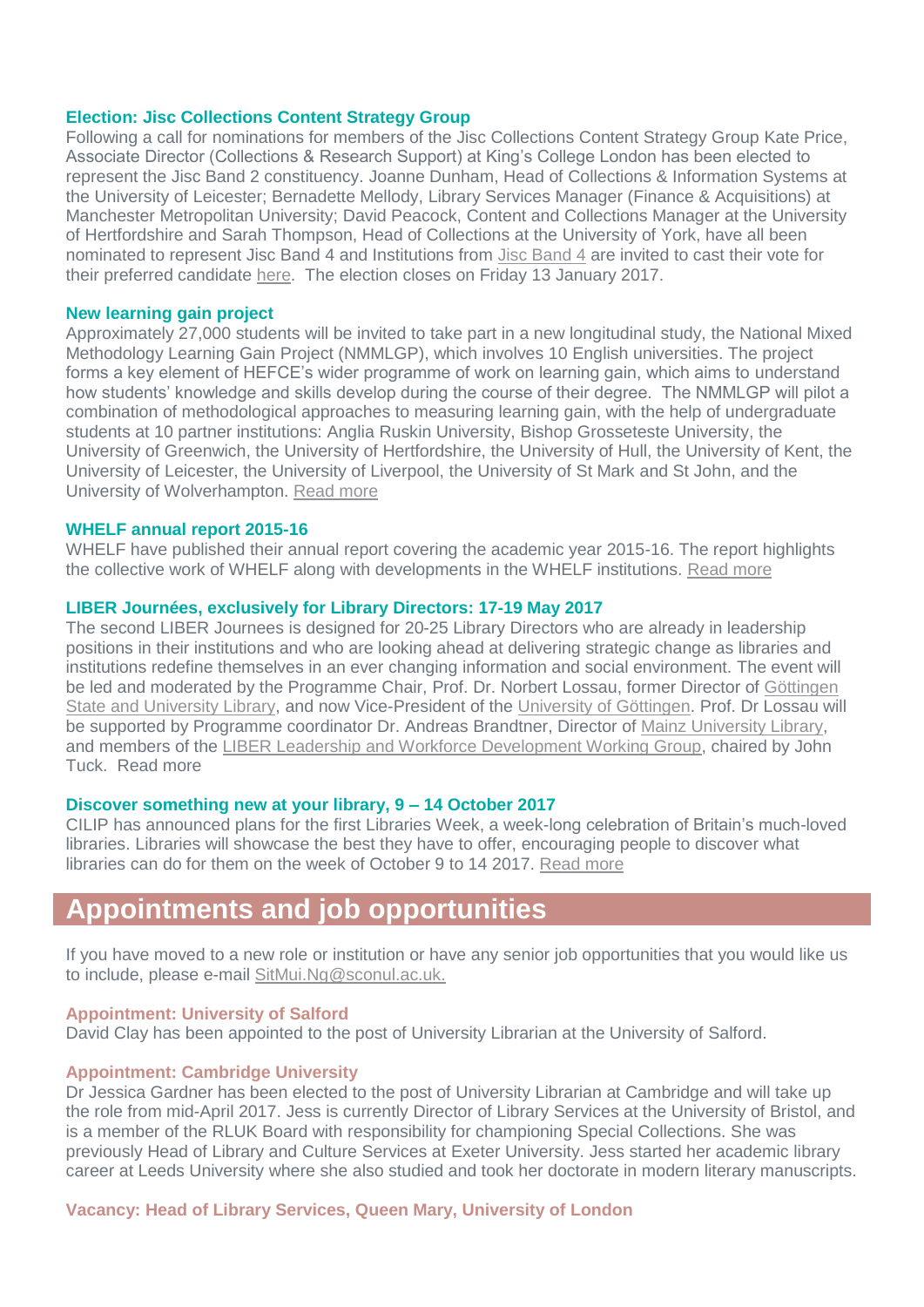### Election: Jisc Collections Content Strategy Group

Following a call for nominations for members of the Jisc Collections Content Strategy Group Kate Price, Associate Director (Collections & Research Support) at King's College London has been elected to represent the Jisc Band 2 constituency. Joanne Dunham, Head of Collections & Information Systems at the University of Leicester; Bernadette Mellody, Library Services Manager (Finance & Acquisitions) at Manchester Metropolitan University; David Peacock, Content and Collections Manager at the University of Hertfordshire and Sarah Thompson, Head of Collections at the University of York, have all been nominated to represent Jisc Band 4 and Institutions from Jisc Band 4 are invited to cast their vote for their preferred candidate here. The election closes on Friday 13 January 2017.

### New learning gain project

Approximately 27,000 students will be invited to take part in a new longitudinal study, the National Mixed Methodology Learning Gain Project (NMMLGP), which involves 10 English universities. The project forms a key element of HEFCE's wider programme of work on learning gain, which aims to understand how students' knowledge and skills develop during the course of their degree. The NMMLGP will pilot a combination of methodological approaches to measuring learning gain, with the help of undergraduate students at 10 partner institutions: Anglia Ruskin University, Bishop Grosseteste University, the University of Greenwich, the University of Hertfordshire, the University of Hull, the University of Kent, the University of Leicester, the University of Liverpool, the University of St Mark and St John, and the University of Wolverhampton. Read more

### WHELF annual report 2015-16

WHELF have published their annual report covering the academic year 2015-16. The report highlights the collective work of WHELF along with developments in the WHELF institutions. Read more

### LIBER Journées, exclusively for Library Directors: 17-19 May 2017

The second LIBER Journees is designed for 20-25 Library Directors who are already in leadership positions in their institutions and who are looking ahead at delivering strategic change as libraries and institutions redefine themselves in an ever changing information and social environment. The event will be led and moderated by the Programme Chair, Prof. Dr. Norbert Lossau, former Director of Göttingen State and University Library, and now Vice-President of the University of Göttingen. Prof. Dr Lossau will be supported by Programme coordinator Dr. Andreas Brandtner, Director of Mainz University Library, and members of the LIBER Leadership and Workforce Development Working Group, chaired by John Tuck. Read more

### Discover something new at your library, 9 – 14 October 2017

CILIP has announced plans for the first Libraries Week, a week-long celebration of Britain's much-loved libraries. Libraries will showcase the best they have to offer, encouraging people to discover what libraries can do for them on the week of October 9 to 14 2017. Read more

## Appointments and job opportunities

If you have moved to a new role or institution or have any senior job opportunities that you would like us to include, please e-mail SitMui.Ng@sconul.ac.uk.

### Appointment: University of Salford

David Clay has been appointed to the post of University Librarian at the University of Salford.

### Appointment: Cambridge University

Dr Jessica Gardner has been elected to the post of University Librarian at Cambridge and will take up the role from mid-April 2017. Jess is currently Director of Library Services at the University of Bristol, and is a member of the RLUK Board with responsibility for championing Special Collections. She was previously Head of Library and Culture Services at Exeter University. Jess started her academic library career at Leeds University where she also studied and took her doctorate in modern literary manuscripts.

### Vacancy: Head of Library Services, Queen Mary, University of London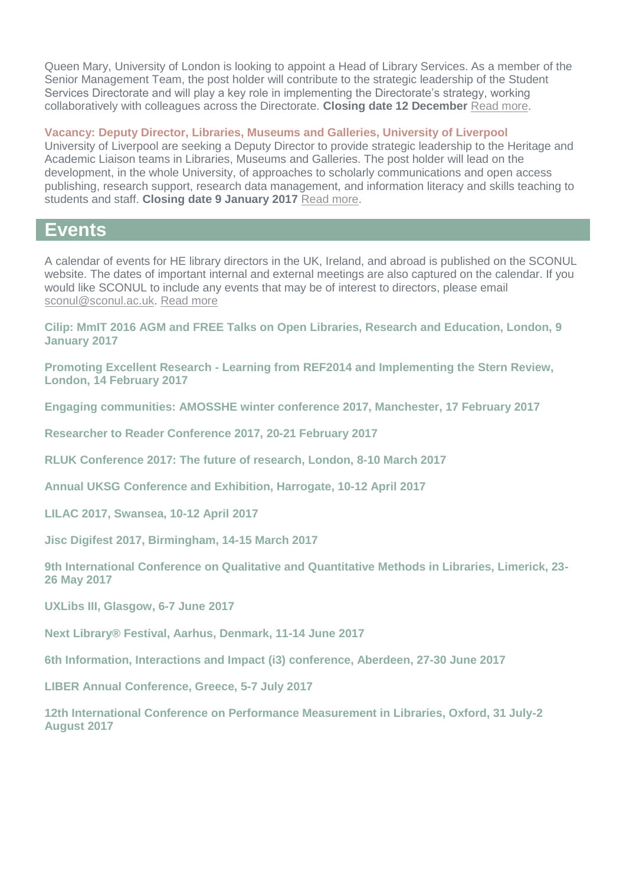Queen Mary, University of London is looking to appoint a Head of Library Services. As a member of the Senior Management Team, the post holder will contribute to the strategic leadership of the Student Services Directorate and will play a key role in implementing the Directorate's strategy, working collaboratively with colleagues across the Directorate. **Closing date 12 December** Read more.

**Vacancy: Deputy Director, Libraries, Museums and Galleries, University of Liverpool**

University of Liverpool are seeking a Deputy Director to provide strategic leadership to the Heritage and Academic Liaison teams in Libraries, Museums and Galleries. The post holder will lead on the development, in the whole University, of approaches to scholarly communications and open access publishing, research support, research data management, and information literacy and skills teaching to students and staff. **Closing date 9 January 2017** Read more.

## Events

A calendar of events for HE library directors in the UK, Ireland, and abroad is published on the SCONUL website. The dates of important internal and external meetings are also captured on the calendar. If you would like SCONUL to include any events that may be of interest to directors, please email sconul@sconul.ac.uk. Read more

**Cilip: MmIT 2016 AGM and FREE Talks on Open Libraries, Research and Education, London, 9 January 2017**

**Promoting Excellent Research - Learning from REF2014 and Implementing the Stern Review, London, 14 February 2017**

**Engaging communities: AMOSSHE winter conference 2017, Manchester, 17 February 2017**

**Researcher to Reader Conference 2017, 20-21 February 2017**

**RLUK Conference 2017: The future of research, London, 8-10 March 2017**

**Annual UKSG Conference and Exhibition, Harrogate, 10-12 April 2017**

**LILAC 2017, Swansea, 10-12 April 2017**

**Jisc Digifest 2017, Birmingham, 14-15 March 2017**

**9th International Conference on Qualitative and Quantitative Methods in Libraries, Limerick, 23-26 May 2017**

**UXLibs III, Glasgow, 6-7 June 2017**

**Next Library® Festival, Aarhus, Denmark, 11-14 June 2017**

**6th Information, Interactions and Impact (i3) conference, Aberdeen, 27-30 June 2017**

**LIBER Annual Conference, Greece, 5-7 July 2017**

**12th International Conference on Performance Measurement in Libraries, Oxford, 31 July-2 August 2017**